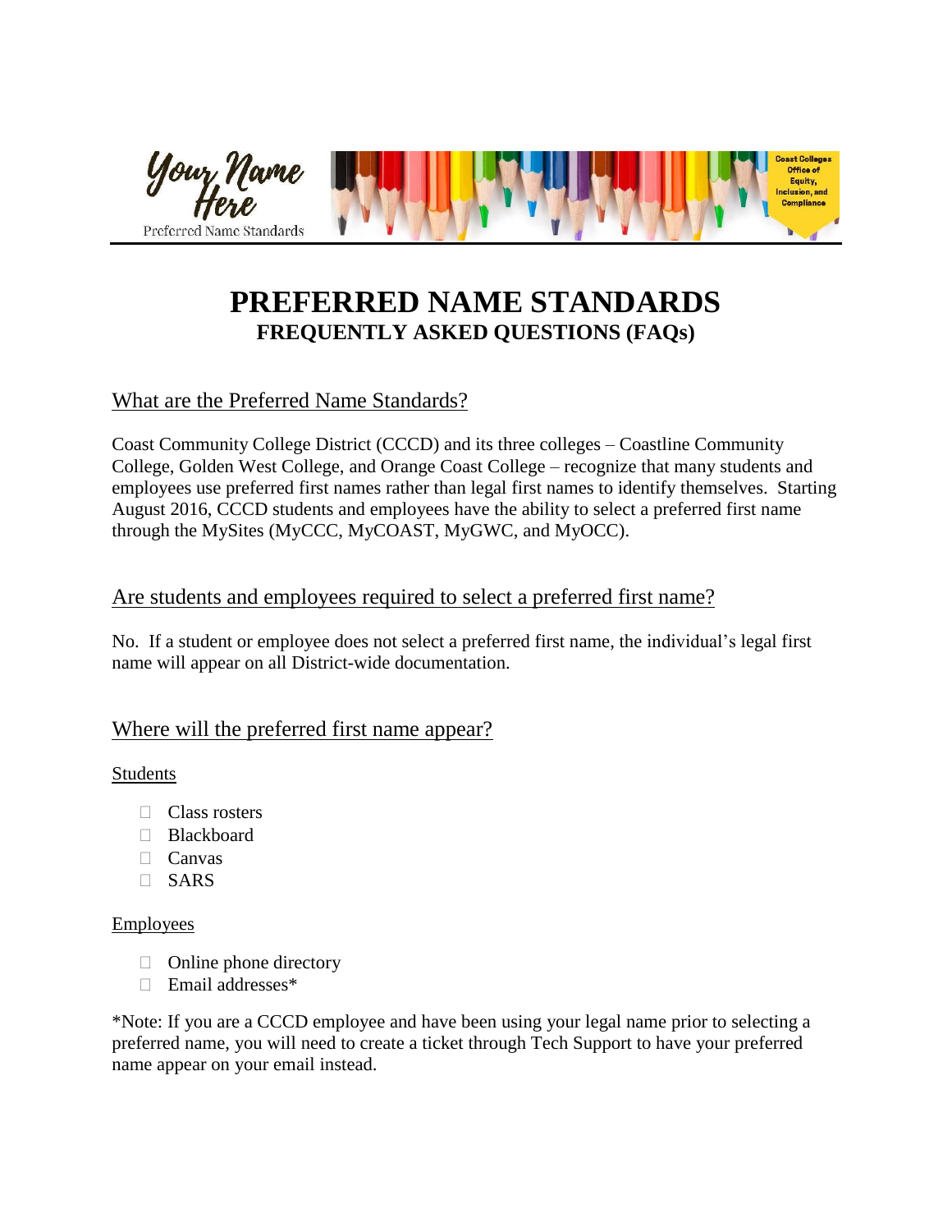# PREFERRED NAME STANDARDS

## FREQUENTLY ASKED QUESTIONS (FAQs)

### What are the Preferred Name Standards?

Coast Community College District (CCCD) and its three colleges – Coastline Community College, Golden West College, and Orange Coast College – recognize that many students and employees use preferred first names rather than legal first names to identify themselves. Starting August 2016, CCCD students and employees have the ability to select a preferred first name through the MySites (MyCCC, MyCOAST, MyGWC, and MyOCC).

### Are students and employees required to select a preferred first name?

No. If a student or employee does not select a preferred first name, the individual's legal first name will appear on all District-wide documentation.

### Where will the preferred first name appear?

Students

- Class rosters
- Blackboard
- Canvas
- SARS

Employees

- Online phone directory
- Email addresses*

*Note: If you are a CCCD employee and have been using your legal name prior to selecting a preferred name, you will need to create a ticket through Tech Support to have your preferred name appear on your email instead.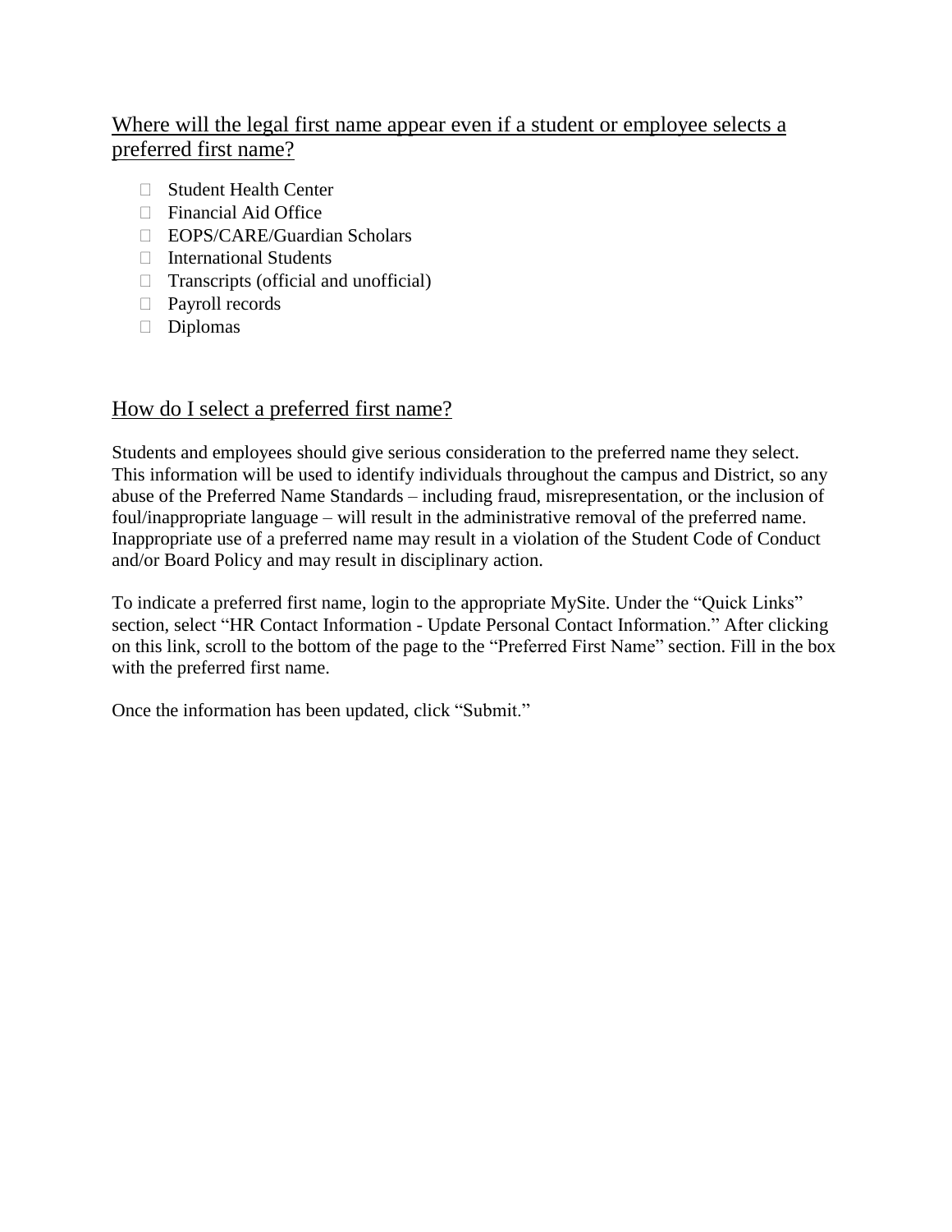## Where will the legal first name appear even if a student or employee selects a preferred first name?

- Student Health Center
- Financial Aid Office
- EOPS/CARE/Guardian Scholars
- International Students
- Transcripts (official and unofficial)
- Payroll records
- Diplomas

## How do I select a preferred first name?

Students and employees should give serious consideration to the preferred name they select. This information will be used to identify individuals throughout the campus and District, so any abuse of the Preferred Name Standards – including fraud, misrepresentation, or the inclusion of foul/inappropriate language – will result in the administrative removal of the preferred name. Inappropriate use of a preferred name may result in a violation of the Student Code of Conduct and/or Board Policy and may result in disciplinary action.

To indicate a preferred first name, login to the appropriate MySite. Under the "Quick Links" section, select "HR Contact Information - Update Personal Contact Information." After clicking on this link, scroll to the bottom of the page to the "Preferred First Name" section. Fill in the box with the preferred first name.

Once the information has been updated, click "Submit."